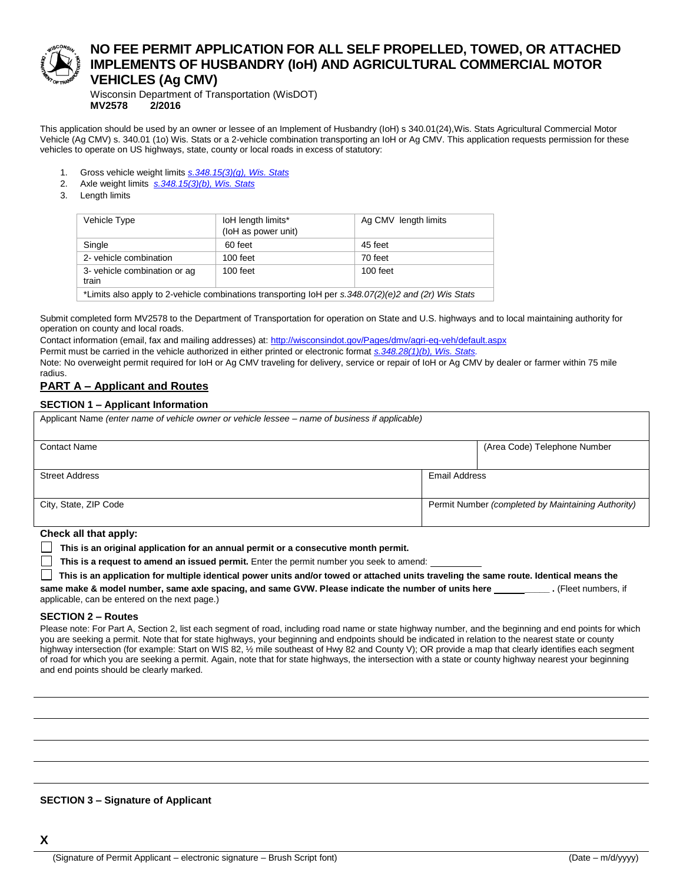# NO FEE PERMIT APPLICATION FOR ALL SELF PROPELLED, TOWED, OR ATTACHED IMPLEMENTS OF HUSBANDRY (IoH) AND AGRICULTURAL COMMERCIAL MOTOR VEHICLES (Ag CMV)

Wisconsin Department of Transportation (WisDOT)
**MV2578 2/2016**

This application should be used by an owner or lessee of an Implement of Husbandry (IoH) s 340.01(24),Wis. Stats Agricultural Commercial Motor Vehicle (Ag CMV) s. 340.01 (1o) Wis. Stats or a 2-vehicle combination transporting an IoH or Ag CMV. This application requests permission for these vehicles to operate on US highways, state, county or local roads in excess of statutory:

1. Gross vehicle weight limits *s.348.15(3)(g), Wis. Stats*
2. Axle weight limits *s.348.15(3)(b), Wis. Stats*
3. Length limits

| Vehicle Type | IoH length limits* (IoH as power unit) | Ag CMV length limits |
|---|---|---|
| Single | 60 feet | 45 feet |
| 2- vehicle combination | 100 feet | 70 feet |
| 3- vehicle combination or ag train | 100 feet | 100 feet |
| *Limits also apply to 2-vehicle combinations transporting IoH per *s.348.07(2)(e)2 and (2r) Wis Stats* | | |

Submit completed form MV2578 to the Department of Transportation for operation on State and U.S. highways and to local maintaining authority for operation on county and local roads.
Contact information (email, fax and mailing addresses) at: http://wisconsindot.gov/Pages/dmv/agri-eq-veh/default.aspx
Permit must be carried in the vehicle authorized in either printed or electronic format *s.348.28(1)(b), Wis. Stats*.
Note: No overweight permit required for IoH or Ag CMV traveling for delivery, service or repair of IoH or Ag CMV by dealer or farmer within 75 mile radius.

## PART A – Applicant and Routes

### SECTION 1 – Applicant Information

| Applicant Name *(enter name of vehicle owner or vehicle lessee – name of business if applicable)* | |
|---|---|
| Contact Name | (Area Code) Telephone Number |
| Street Address | Email Address |
| City, State, ZIP Code | Permit Number *(completed by Maintaining Authority)* |

**Check all that apply:**

☐ **This is an original application for an annual permit or a consecutive month permit.**

☐ **This is a request to amend an issued permit.** Enter the permit number you seek to amend: ________

☐ **This is an application for multiple identical power units and/or towed or attached units traveling the same route. Identical means the same make & model number, same axle spacing, and same GVW. Please indicate the number of units here ___________ .** (Fleet numbers, if applicable, can be entered on the next page.)

### SECTION 2 – Routes

Please note: For Part A, Section 2, list each segment of road, including road name or state highway number, and the beginning and end points for which you are seeking a permit. Note that for state highways, your beginning and endpoints should be indicated in relation to the nearest state or county highway intersection (for example: Start on WIS 82, ½ mile southeast of Hwy 82 and County V); OR provide a map that clearly identifies each segment of road for which you are seeking a permit. Again, note that for state highways, the intersection with a state or county highway nearest your beginning and end points should be clearly marked.

______________________________________________________________________

______________________________________________________________________

______________________________________________________________________

______________________________________________________________________

### SECTION 3 – Signature of Applicant

**X** ______________________________________________________________________

(Signature of Permit Applicant – electronic signature – Brush Script font) (Date – m/d/yyyy)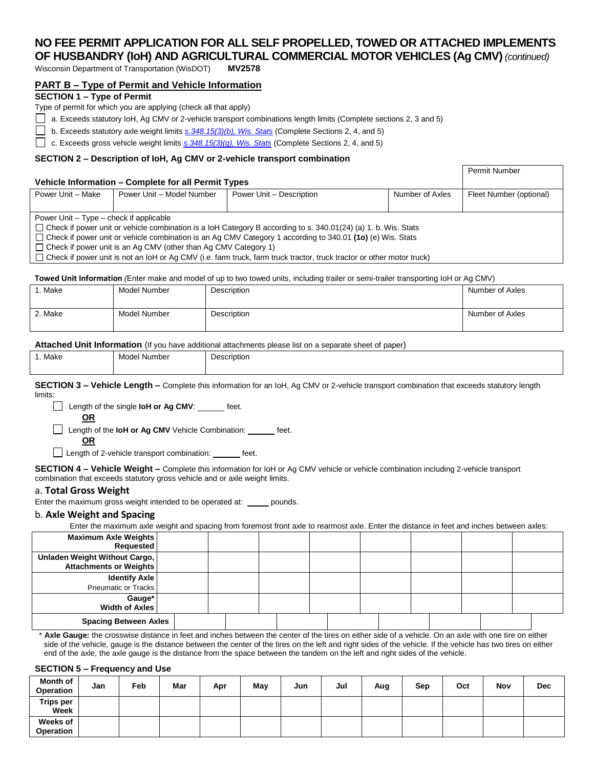# NO FEE PERMIT APPLICATION FOR ALL SELF PROPELLED, TOWED OR ATTACHED IMPLEMENTS OF HUSBANDRY (IoH) AND AGRICULTURAL COMMERCIAL MOTOR VEHICLES (Ag CMV) *(continued)*

Wisconsin Department of Transportation (WisDOT) **MV2578**

## PART B – Type of Permit and Vehicle Information

### SECTION 1 – Type of Permit

Type of permit for which you are applying (check all that apply)

☐ a. Exceeds statutory IoH, Ag CMV or 2-vehicle transport combinations length limits (Complete sections 2, 3 and 5)

☐ b. Exceeds statutory axle weight limits *s.348.15(3)(b), Wis. Stats* (Complete Sections 2, 4, and 5)

☐ c. Exceeds gross vehicle weight limits *s.348.15(3)(g), Wis. Stats* (Complete Sections 2, 4, and 5)

### SECTION 2 – Description of IoH, Ag CMV or 2-vehicle transport combination

**Vehicle Information – Complete for all Permit Types**

| | | | | Permit Number |
|---|---|---|---|---|
| Power Unit – Make | Power Unit – Model Number | Power Unit – Description | Number of Axles | Fleet Number (optional) |
| | | | | |

Power Unit – Type – check if applicable

☐ Check if power unit or vehicle combination is a IoH Category B according to s. 340.01(24) (a) 1. b. Wis. Stats

☐ Check if power unit or vehicle combination is an Ag CMV Category 1 according to 340.01 **(1o)** (e) Wis. Stats

☐ Check if power unit is an Ag CMV (other than Ag CMV Category 1)

☐ Check if power unit is not an IoH or Ag CMV (i.e. farm truck, farm truck tractor, truck tractor or other motor truck)

**Towed Unit Information** *(*Enter make and model of up to two towed units, including trailer or semi-trailer transporting IoH or Ag CMV)

| | | | |
|---|---|---|---|
| 1. Make | Model Number | Description | Number of Axles |
| 2. Make | Model Number | Description | Number of Axles |

**Attached Unit Information** (If you have additional attachments please list on a separate sheet of paper)

| | | |
|---|---|---|
| 1. Make | Model Number | Description |

**SECTION 3 – Vehicle Length –** Complete this information for an IoH, Ag CMV or 2-vehicle transport combination that exceeds statutory length limits:

☐ Length of the single **IoH or Ag CMV**: ______ feet.

**OR**

☐ Length of the **IoH or Ag CMV** Vehicle Combination: ______ feet.

**OR**

☐ Length of 2-vehicle transport combination: ______ feet.

**SECTION 4 – Vehicle Weight –** Complete this information for IoH or Ag CMV vehicle or vehicle combination including 2-vehicle transport combination that exceeds statutory gross vehicle and or axle weight limits.

a. **Total Gross Weight**

Enter the maximum gross weight intended to be operated at: _____ pounds.

b. **Axle Weight and Spacing**

Enter the maximum axle weight and spacing from foremost front axle to rearmost axle. Enter the distance in feet and inches between axles:

| | | | | | | | | |
|---|---|---|---|---|---|---|---|---|
| **Maximum Axle Weights Requested** | | | | | | | | |
| **Unladen Weight Without Cargo, Attachments or Weights** | | | | | | | | |
| **Identify Axle** Pneumatic or Tracks | | | | | | | | |
| **Gauge\* Width of Axles** | | | | | | | | |
| **Spacing Between Axles** | | | | | | | | |

\* **Axle Gauge:** the crosswise distance in feet and inches between the center of the tires on either side of a vehicle. On an axle with one tire on either side of the vehicle, gauge is the distance between the center of the tires on the left and right sides of the vehicle. If the vehicle has two tires on either end of the axle, the axle gauge is the distance from the space between the tandem on the left and right sides of the vehicle.

### SECTION 5 – Frequency and Use

| Month of Operation | Jan | Feb | Mar | Apr | May | Jun | Jul | Aug | Sep | Oct | Nov | Dec |
|---|---|---|---|---|---|---|---|---|---|---|---|---|
| Trips per Week | | | | | | | | | | | | |
| Weeks of Operation | | | | | | | | | | | | |